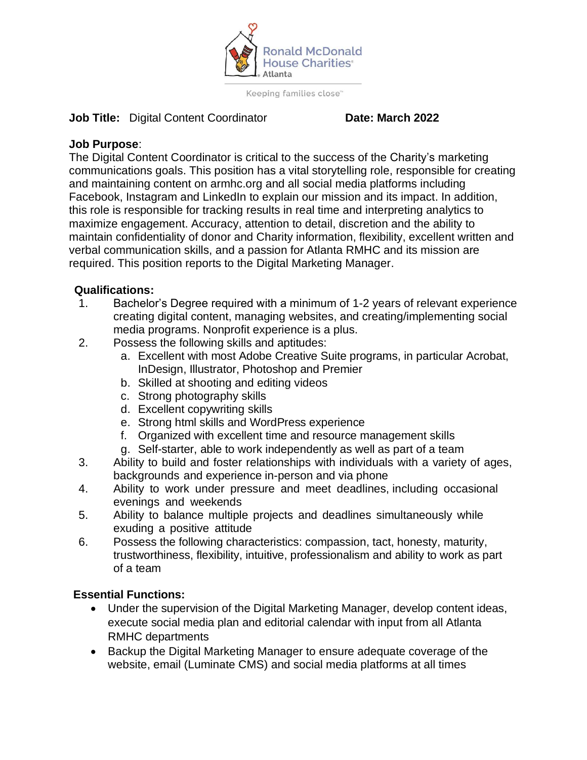Ronald McDonald House Charities® Atlanta

Keeping families close™

**Job Title:** Digital Content Coordinator **Date: March 2022**

**Job Purpose**:
The Digital Content Coordinator is critical to the success of the Charity's marketing communications goals. This position has a vital storytelling role, responsible for creating and maintaining content on armhc.org and all social media platforms including Facebook, Instagram and LinkedIn to explain our mission and its impact. In addition, this role is responsible for tracking results in real time and interpreting analytics to maximize engagement. Accuracy, attention to detail, discretion and the ability to maintain confidentiality of donor and Charity information, flexibility, excellent written and verbal communication skills, and a passion for Atlanta RMHC and its mission are required. This position reports to the Digital Marketing Manager.

**Qualifications:**

1. Bachelor's Degree required with a minimum of 1-2 years of relevant experience creating digital content, managing websites, and creating/implementing social media programs. Nonprofit experience is a plus.
2. Possess the following skills and aptitudes:
   a. Excellent with most Adobe Creative Suite programs, in particular Acrobat, InDesign, Illustrator, Photoshop and Premier
   b. Skilled at shooting and editing videos
   c. Strong photography skills
   d. Excellent copywriting skills
   e. Strong html skills and WordPress experience
   f. Organized with excellent time and resource management skills
   g. Self-starter, able to work independently as well as part of a team
3. Ability to build and foster relationships with individuals with a variety of ages, backgrounds and experience in-person and via phone
4. Ability to work under pressure and meet deadlines, including occasional evenings and weekends
5. Ability to balance multiple projects and deadlines simultaneously while exuding a positive attitude
6. Possess the following characteristics: compassion, tact, honesty, maturity, trustworthiness, flexibility, intuitive, professionalism and ability to work as part of a team

**Essential Functions:**

- Under the supervision of the Digital Marketing Manager, develop content ideas, execute social media plan and editorial calendar with input from all Atlanta RMHC departments
- Backup the Digital Marketing Manager to ensure adequate coverage of the website, email (Luminate CMS) and social media platforms at all times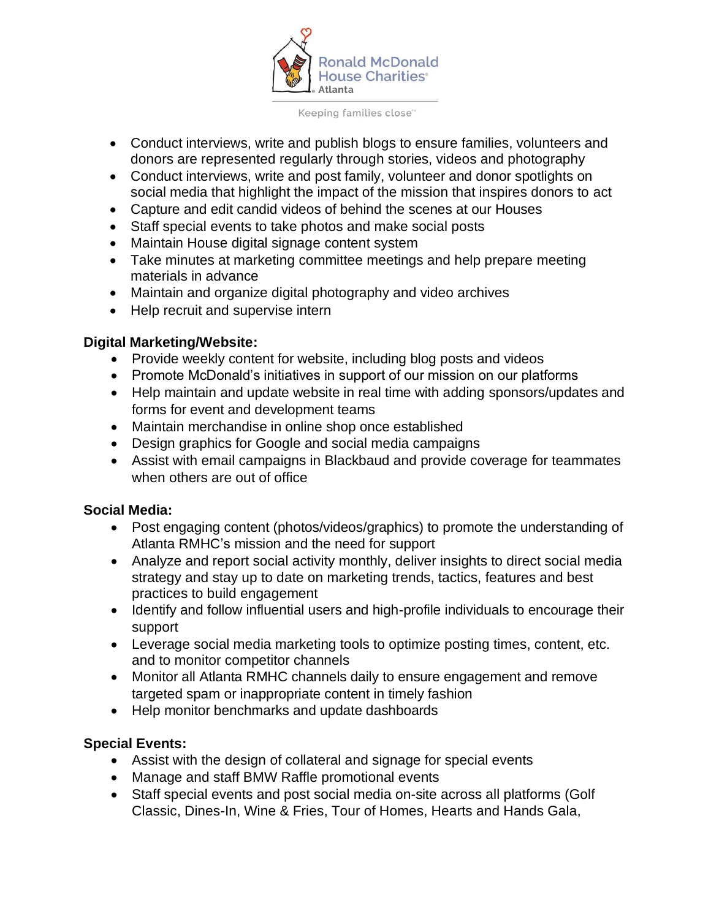- Conduct interviews, write and publish blogs to ensure families, volunteers and donors are represented regularly through stories, videos and photography
- Conduct interviews, write and post family, volunteer and donor spotlights on social media that highlight the impact of the mission that inspires donors to act
- Capture and edit candid videos of behind the scenes at our Houses
- Staff special events to take photos and make social posts
- Maintain House digital signage content system
- Take minutes at marketing committee meetings and help prepare meeting materials in advance
- Maintain and organize digital photography and video archives
- Help recruit and supervise intern

**Digital Marketing/Website:**

- Provide weekly content for website, including blog posts and videos
- Promote McDonald's initiatives in support of our mission on our platforms
- Help maintain and update website in real time with adding sponsors/updates and forms for event and development teams
- Maintain merchandise in online shop once established
- Design graphics for Google and social media campaigns
- Assist with email campaigns in Blackbaud and provide coverage for teammates when others are out of office

**Social Media:**

- Post engaging content (photos/videos/graphics) to promote the understanding of Atlanta RMHC's mission and the need for support
- Analyze and report social activity monthly, deliver insights to direct social media strategy and stay up to date on marketing trends, tactics, features and best practices to build engagement
- Identify and follow influential users and high-profile individuals to encourage their support
- Leverage social media marketing tools to optimize posting times, content, etc. and to monitor competitor channels
- Monitor all Atlanta RMHC channels daily to ensure engagement and remove targeted spam or inappropriate content in timely fashion
- Help monitor benchmarks and update dashboards

**Special Events:**

- Assist with the design of collateral and signage for special events
- Manage and staff BMW Raffle promotional events
- Staff special events and post social media on-site across all platforms (Golf Classic, Dines-In, Wine & Fries, Tour of Homes, Hearts and Hands Gala,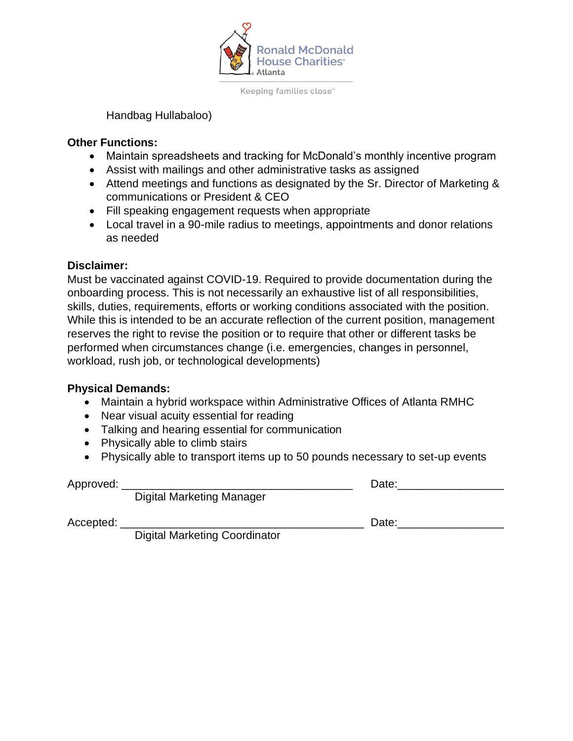Handbag Hullabaloo)

**Other Functions:**

- Maintain spreadsheets and tracking for McDonald's monthly incentive program
- Assist with mailings and other administrative tasks as assigned
- Attend meetings and functions as designated by the Sr. Director of Marketing & communications or President & CEO
- Fill speaking engagement requests when appropriate
- Local travel in a 90-mile radius to meetings, appointments and donor relations as needed

**Disclaimer:**

Must be vaccinated against COVID-19. Required to provide documentation during the onboarding process. This is not necessarily an exhaustive list of all responsibilities, skills, duties, requirements, efforts or working conditions associated with the position. While this is intended to be an accurate reflection of the current position, management reserves the right to revise the position or to require that other or different tasks be performed when circumstances change (i.e. emergencies, changes in personnel, workload, rush job, or technological developments)

**Physical Demands:**

- Maintain a hybrid workspace within Administrative Offices of Atlanta RMHC
- Near visual acuity essential for reading
- Talking and hearing essential for communication
- Physically able to climb stairs
- Physically able to transport items up to 50 pounds necessary to set-up events

Approved: ____________________________________ Date:________________
Digital Marketing Manager

Accepted: ______________________________________ Date:________________
Digital Marketing Coordinator